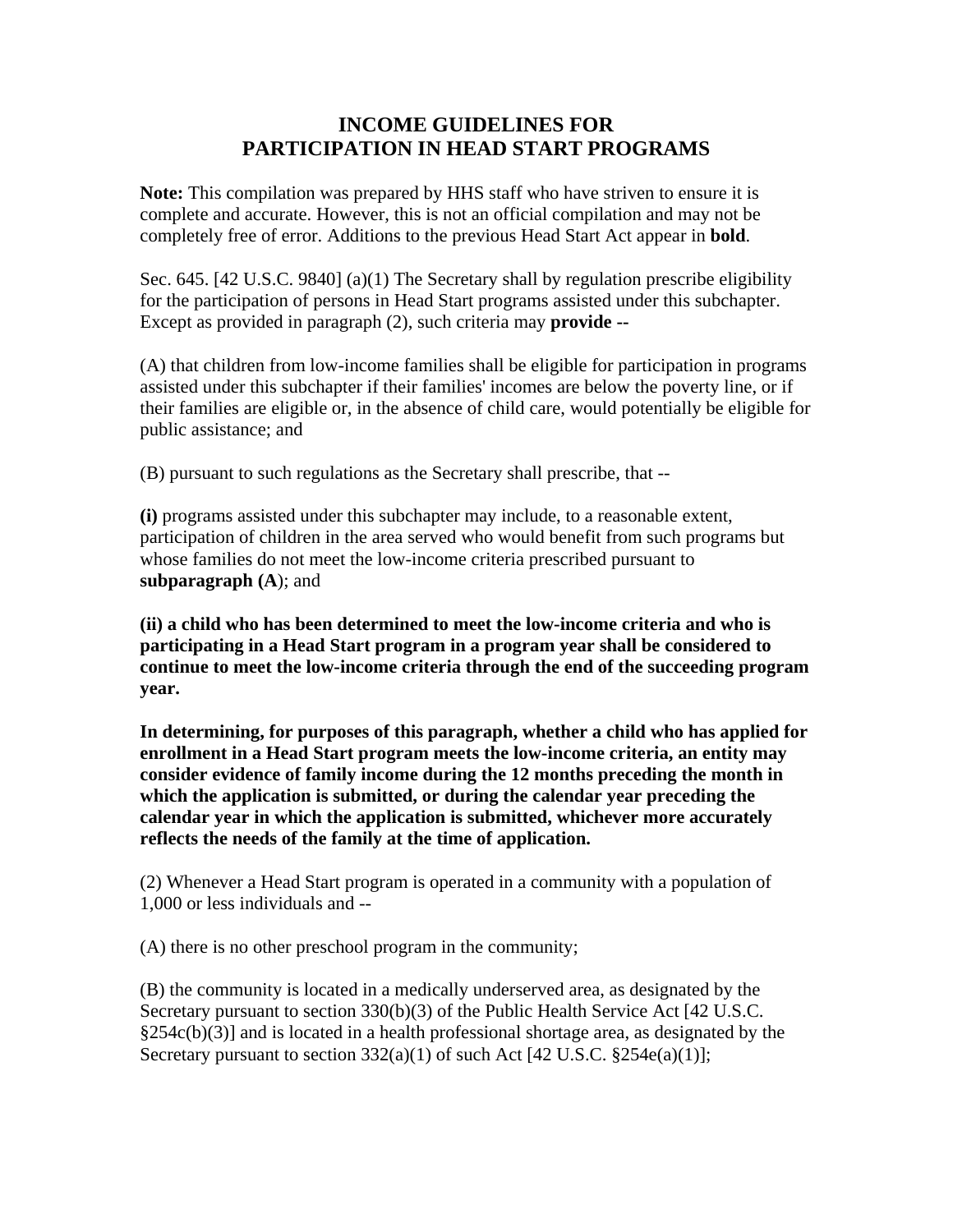# INCOME GUIDELINES FOR PARTICIPATION IN HEAD START PROGRAMS

**Note:** This compilation was prepared by HHS staff who have striven to ensure it is complete and accurate. However, this is not an official compilation and may not be completely free of error. Additions to the previous Head Start Act appear in **bold**.

Sec. 645. [42 U.S.C. 9840] (a)(1) The Secretary shall by regulation prescribe eligibility for the participation of persons in Head Start programs assisted under this subchapter. Except as provided in paragraph (2), such criteria may **provide --**

(A) that children from low-income families shall be eligible for participation in programs assisted under this subchapter if their families' incomes are below the poverty line, or if their families are eligible or, in the absence of child care, would potentially be eligible for public assistance; and

(B) pursuant to such regulations as the Secretary shall prescribe, that --

**(i)** programs assisted under this subchapter may include, to a reasonable extent, participation of children in the area served who would benefit from such programs but whose families do not meet the low-income criteria prescribed pursuant to **subparagraph (A)**; and

**(ii) a child who has been determined to meet the low-income criteria and who is participating in a Head Start program in a program year shall be considered to continue to meet the low-income criteria through the end of the succeeding program year.**

**In determining, for purposes of this paragraph, whether a child who has applied for enrollment in a Head Start program meets the low-income criteria, an entity may consider evidence of family income during the 12 months preceding the month in which the application is submitted, or during the calendar year preceding the calendar year in which the application is submitted, whichever more accurately reflects the needs of the family at the time of application.**

(2) Whenever a Head Start program is operated in a community with a population of 1,000 or less individuals and --

(A) there is no other preschool program in the community;

(B) the community is located in a medically underserved area, as designated by the Secretary pursuant to section 330(b)(3) of the Public Health Service Act [42 U.S.C. §254c(b)(3)] and is located in a health professional shortage area, as designated by the Secretary pursuant to section 332(a)(1) of such Act [42 U.S.C. §254e(a)(1)];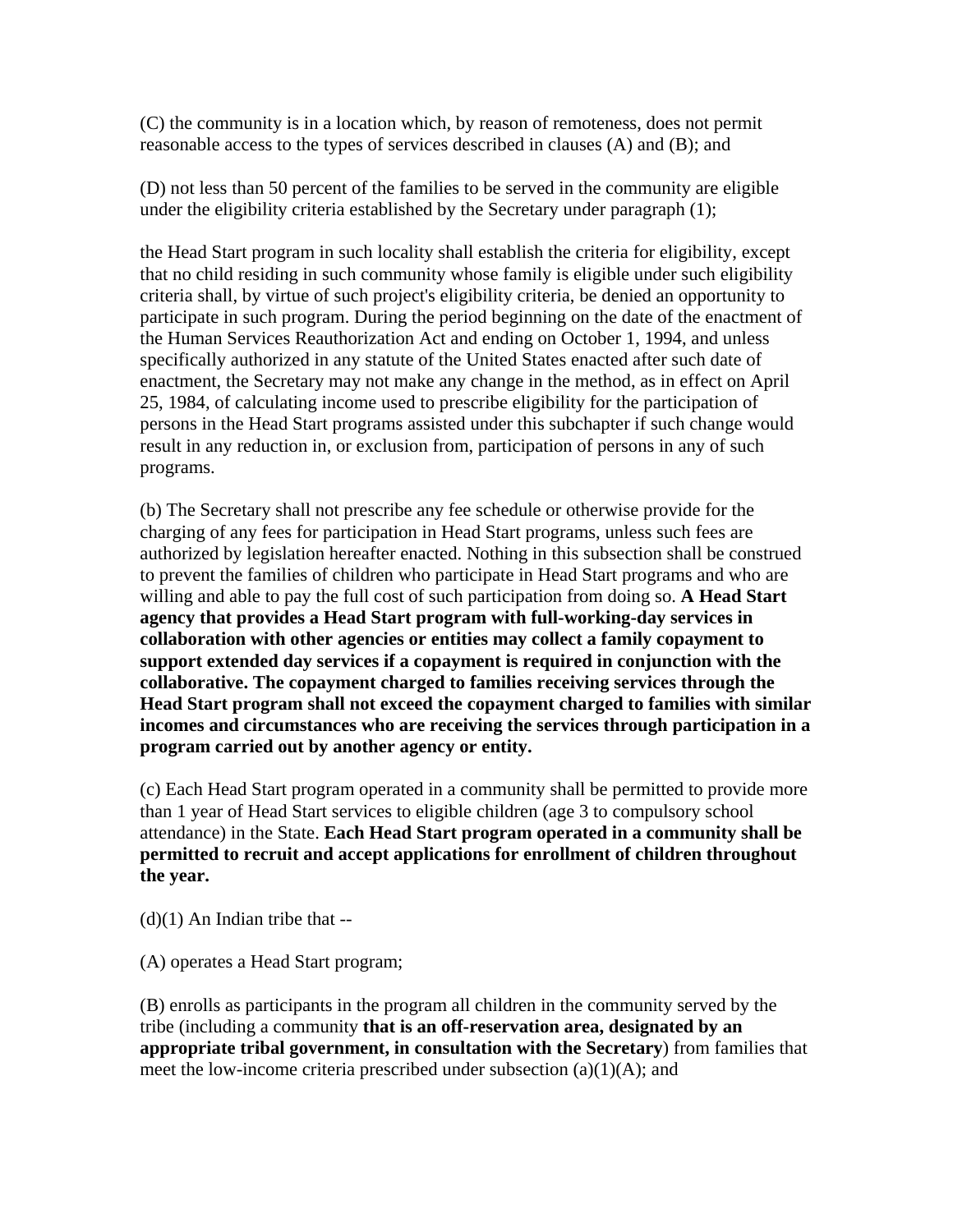(C) the community is in a location which, by reason of remoteness, does not permit reasonable access to the types of services described in clauses (A) and (B); and

(D) not less than 50 percent of the families to be served in the community are eligible under the eligibility criteria established by the Secretary under paragraph (1);

the Head Start program in such locality shall establish the criteria for eligibility, except that no child residing in such community whose family is eligible under such eligibility criteria shall, by virtue of such project's eligibility criteria, be denied an opportunity to participate in such program. During the period beginning on the date of the enactment of the Human Services Reauthorization Act and ending on October 1, 1994, and unless specifically authorized in any statute of the United States enacted after such date of enactment, the Secretary may not make any change in the method, as in effect on April 25, 1984, of calculating income used to prescribe eligibility for the participation of persons in the Head Start programs assisted under this subchapter if such change would result in any reduction in, or exclusion from, participation of persons in any of such programs.

(b) The Secretary shall not prescribe any fee schedule or otherwise provide for the charging of any fees for participation in Head Start programs, unless such fees are authorized by legislation hereafter enacted. Nothing in this subsection shall be construed to prevent the families of children who participate in Head Start programs and who are willing and able to pay the full cost of such participation from doing so. **A Head Start agency that provides a Head Start program with full-working-day services in collaboration with other agencies or entities may collect a family copayment to support extended day services if a copayment is required in conjunction with the collaborative. The copayment charged to families receiving services through the Head Start program shall not exceed the copayment charged to families with similar incomes and circumstances who are receiving the services through participation in a program carried out by another agency or entity.**

(c) Each Head Start program operated in a community shall be permitted to provide more than 1 year of Head Start services to eligible children (age 3 to compulsory school attendance) in the State. **Each Head Start program operated in a community shall be permitted to recruit and accept applications for enrollment of children throughout the year.**

(d)(1) An Indian tribe that --

(A) operates a Head Start program;

(B) enrolls as participants in the program all children in the community served by the tribe (including a community **that is an off-reservation area, designated by an appropriate tribal government, in consultation with the Secretary**) from families that meet the low-income criteria prescribed under subsection (a)(1)(A); and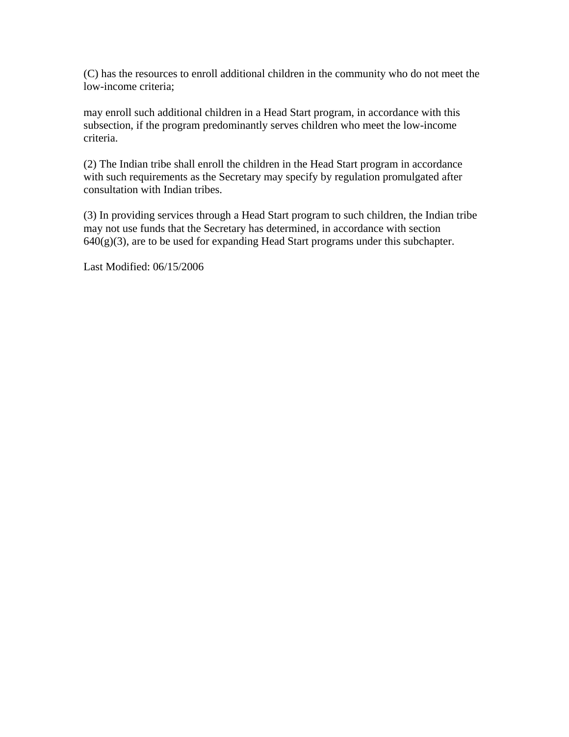(C) has the resources to enroll additional children in the community who do not meet the low-income criteria;

may enroll such additional children in a Head Start program, in accordance with this subsection, if the program predominantly serves children who meet the low-income criteria.

(2) The Indian tribe shall enroll the children in the Head Start program in accordance with such requirements as the Secretary may specify by regulation promulgated after consultation with Indian tribes.

(3) In providing services through a Head Start program to such children, the Indian tribe may not use funds that the Secretary has determined, in accordance with section 640(g)(3), are to be used for expanding Head Start programs under this subchapter.

Last Modified: 06/15/2006